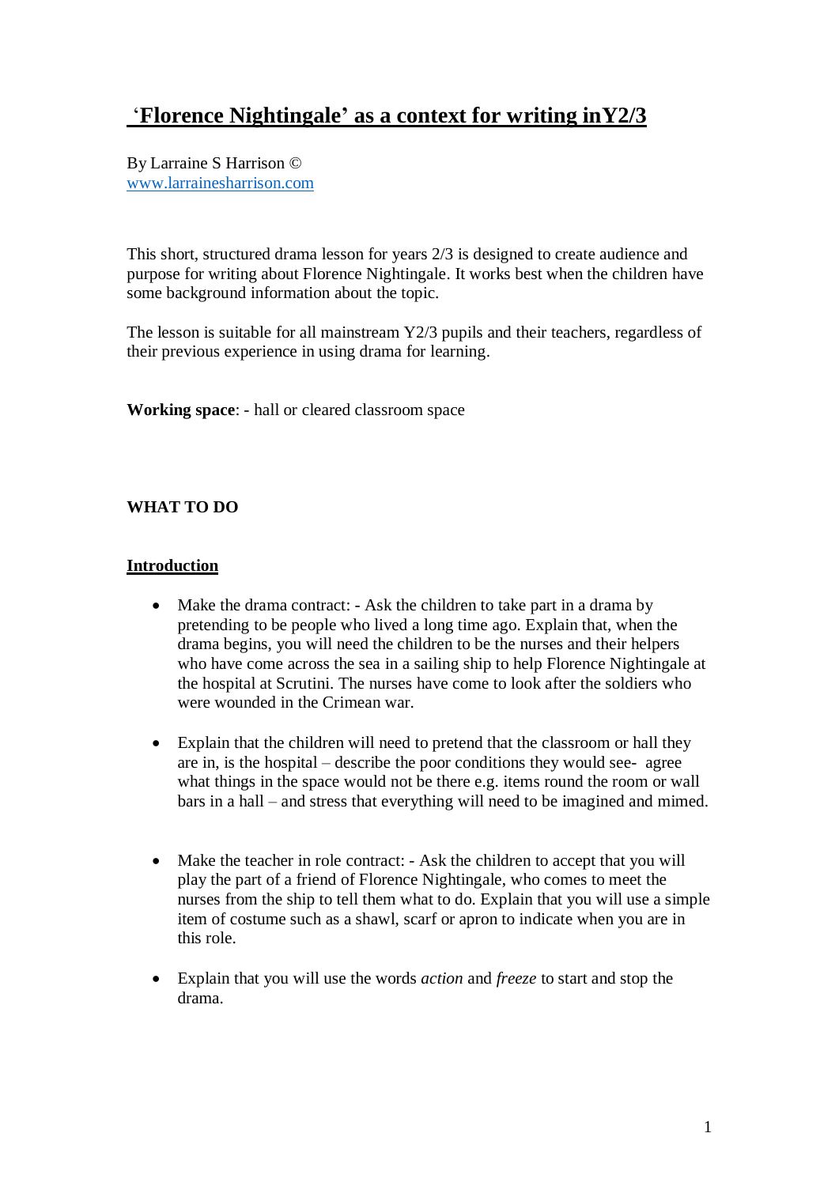# 'Florence Nightingale' as a context for writing inY2/3

By Larraine S Harrison ©
www.larrainesharrison.com

This short, structured drama lesson for years 2/3 is designed to create audience and purpose for writing about Florence Nightingale. It works best when the children have some background information about the topic.

The lesson is suitable for all mainstream Y2/3 pupils and their teachers, regardless of their previous experience in using drama for learning.

**Working space**: - hall or cleared classroom space

**WHAT TO DO**

**Introduction**

- Make the drama contract: - Ask the children to take part in a drama by pretending to be people who lived a long time ago. Explain that, when the drama begins, you will need the children to be the nurses and their helpers who have come across the sea in a sailing ship to help Florence Nightingale at the hospital at Scrutini. The nurses have come to look after the soldiers who were wounded in the Crimean war.

- Explain that the children will need to pretend that the classroom or hall they are in, is the hospital – describe the poor conditions they would see- agree what things in the space would not be there e.g. items round the room or wall bars in a hall – and stress that everything will need to be imagined and mimed.

- Make the teacher in role contract: - Ask the children to accept that you will play the part of a friend of Florence Nightingale, who comes to meet the nurses from the ship to tell them what to do. Explain that you will use a simple item of costume such as a shawl, scarf or apron to indicate when you are in this role.

- Explain that you will use the words *action* and *freeze* to start and stop the drama.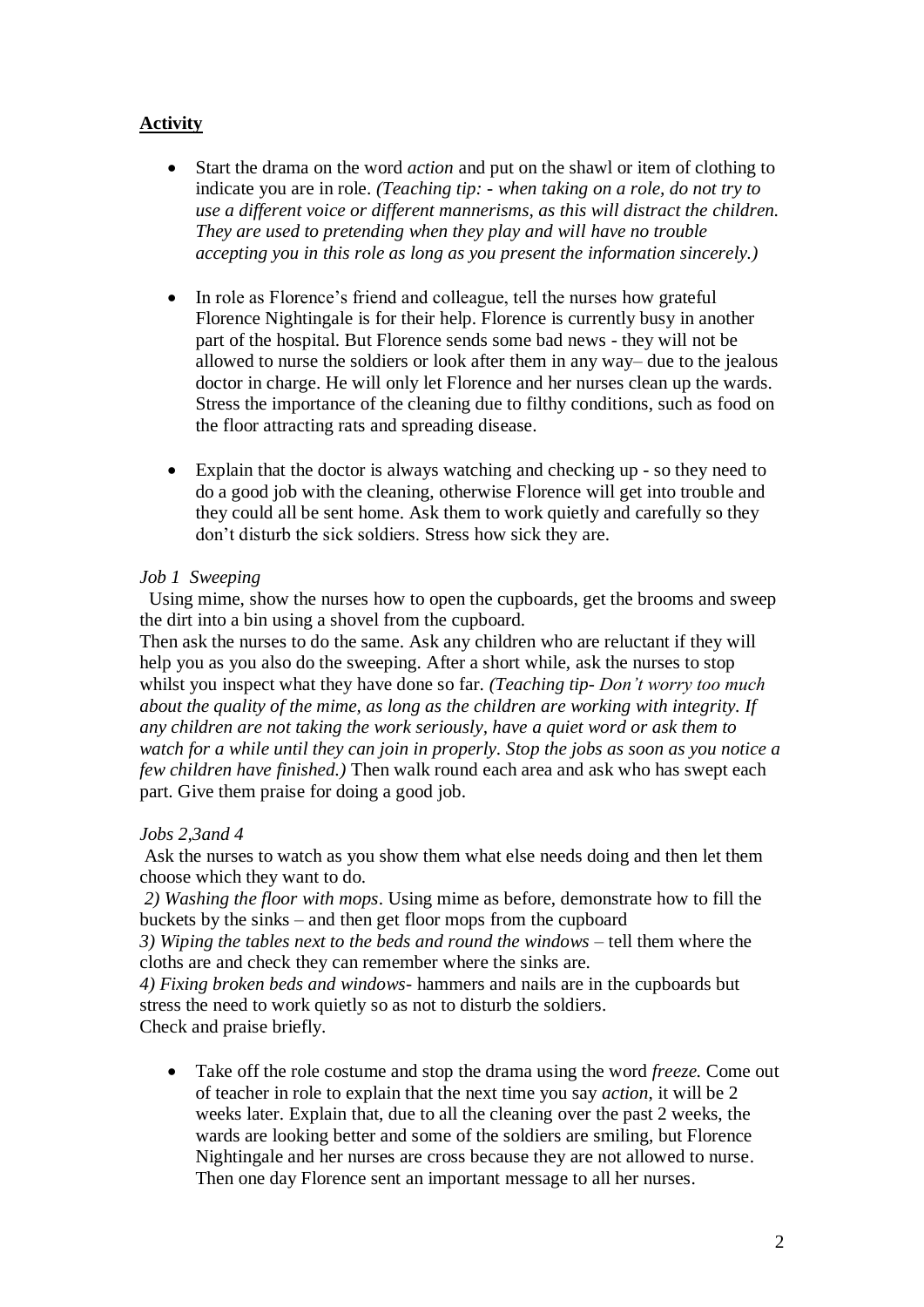**Activity**

- Start the drama on the word *action* and put on the shawl or item of clothing to indicate you are in role. *(Teaching tip: - when taking on a role, do not try to use a different voice or different mannerisms, as this will distract the children. They are used to pretending when they play and will have no trouble accepting you in this role as long as you present the information sincerely.)*

- In role as Florence's friend and colleague, tell the nurses how grateful Florence Nightingale is for their help. Florence is currently busy in another part of the hospital. But Florence sends some bad news - they will not be allowed to nurse the soldiers or look after them in any way– due to the jealous doctor in charge. He will only let Florence and her nurses clean up the wards. Stress the importance of the cleaning due to filthy conditions, such as food on the floor attracting rats and spreading disease.

- Explain that the doctor is always watching and checking up - so they need to do a good job with the cleaning, otherwise Florence will get into trouble and they could all be sent home. Ask them to work quietly and carefully so they don't disturb the sick soldiers. Stress how sick they are.

*Job 1 Sweeping*

Using mime, show the nurses how to open the cupboards, get the brooms and sweep the dirt into a bin using a shovel from the cupboard.
Then ask the nurses to do the same. Ask any children who are reluctant if they will help you as you also do the sweeping. After a short while, ask the nurses to stop whilst you inspect what they have done so far. *(Teaching tip- Don't worry too much about the quality of the mime, as long as the children are working with integrity. If any children are not taking the work seriously, have a quiet word or ask them to watch for a while until they can join in properly. Stop the jobs as soon as you notice a few children have finished.)* Then walk round each area and ask who has swept each part. Give them praise for doing a good job.

*Jobs 2,3and 4*

Ask the nurses to watch as you show them what else needs doing and then let them choose which they want to do.
*2) Washing the floor with mops*. Using mime as before, demonstrate how to fill the buckets by the sinks – and then get floor mops from the cupboard
*3) Wiping the tables next to the beds and round the windows* – tell them where the cloths are and check they can remember where the sinks are.
*4) Fixing broken beds and windows*- hammers and nails are in the cupboards but stress the need to work quietly so as not to disturb the soldiers.
Check and praise briefly.

- Take off the role costume and stop the drama using the word *freeze.* Come out of teacher in role to explain that the next time you say *action*, it will be 2 weeks later. Explain that, due to all the cleaning over the past 2 weeks, the wards are looking better and some of the soldiers are smiling, but Florence Nightingale and her nurses are cross because they are not allowed to nurse. Then one day Florence sent an important message to all her nurses.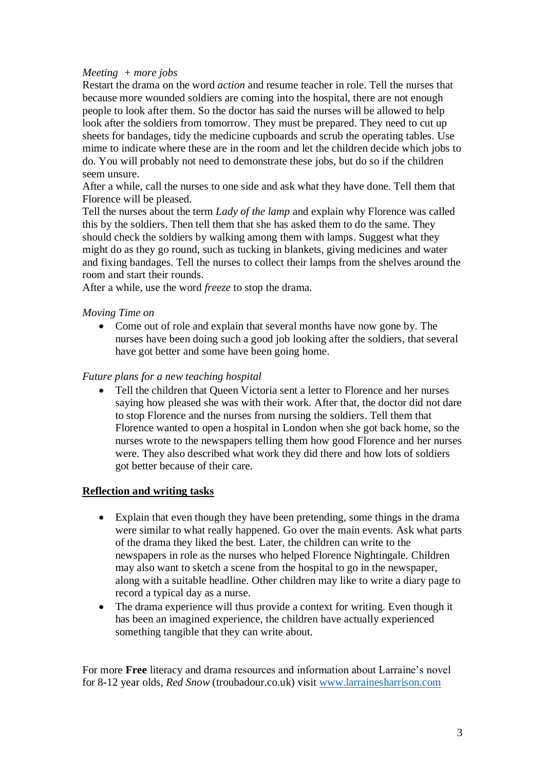*Meeting + more jobs*

Restart the drama on the word *action* and resume teacher in role. Tell the nurses that because more wounded soldiers are coming into the hospital, there are not enough people to look after them. So the doctor has said the nurses will be allowed to help look after the soldiers from tomorrow. They must be prepared. They need to cut up sheets for bandages, tidy the medicine cupboards and scrub the operating tables. Use mime to indicate where these are in the room and let the children decide which jobs to do. You will probably not need to demonstrate these jobs, but do so if the children seem unsure.

After a while, call the nurses to one side and ask what they have done. Tell them that Florence will be pleased.

Tell the nurses about the term *Lady of the lamp* and explain why Florence was called this by the soldiers. Then tell them that she has asked them to do the same. They should check the soldiers by walking among them with lamps. Suggest what they might do as they go round, such as tucking in blankets, giving medicines and water and fixing bandages. Tell the nurses to collect their lamps from the shelves around the room and start their rounds.

After a while, use the word *freeze* to stop the drama.

*Moving Time on*

- Come out of role and explain that several months have now gone by. The nurses have been doing such a good job looking after the soldiers, that several have got better and some have been going home.

*Future plans for a new teaching hospital*

- Tell the children that Queen Victoria sent a letter to Florence and her nurses saying how pleased she was with their work. After that, the doctor did not dare to stop Florence and the nurses from nursing the soldiers. Tell them that Florence wanted to open a hospital in London when she got back home, so the nurses wrote to the newspapers telling them how good Florence and her nurses were. They also described what work they did there and how lots of soldiers got better because of their care.

**<u>Reflection and writing tasks</u>**

- Explain that even though they have been pretending, some things in the drama were similar to what really happened. Go over the main events. Ask what parts of the drama they liked the best. Later, the children can write to the newspapers in role as the nurses who helped Florence Nightingale. Children may also want to sketch a scene from the hospital to go in the newspaper, along with a suitable headline. Other children may like to write a diary page to record a typical day as a nurse.
- The drama experience will thus provide a context for writing. Even though it has been an imagined experience, the children have actually experienced something tangible that they can write about.

For more **Free** literacy and drama resources and information about Larraine's novel for 8-12 year olds, *Red Snow* (troubadour.co.uk) visit [www.larrainesharrison.com](http://www.larrainesharrison.com)